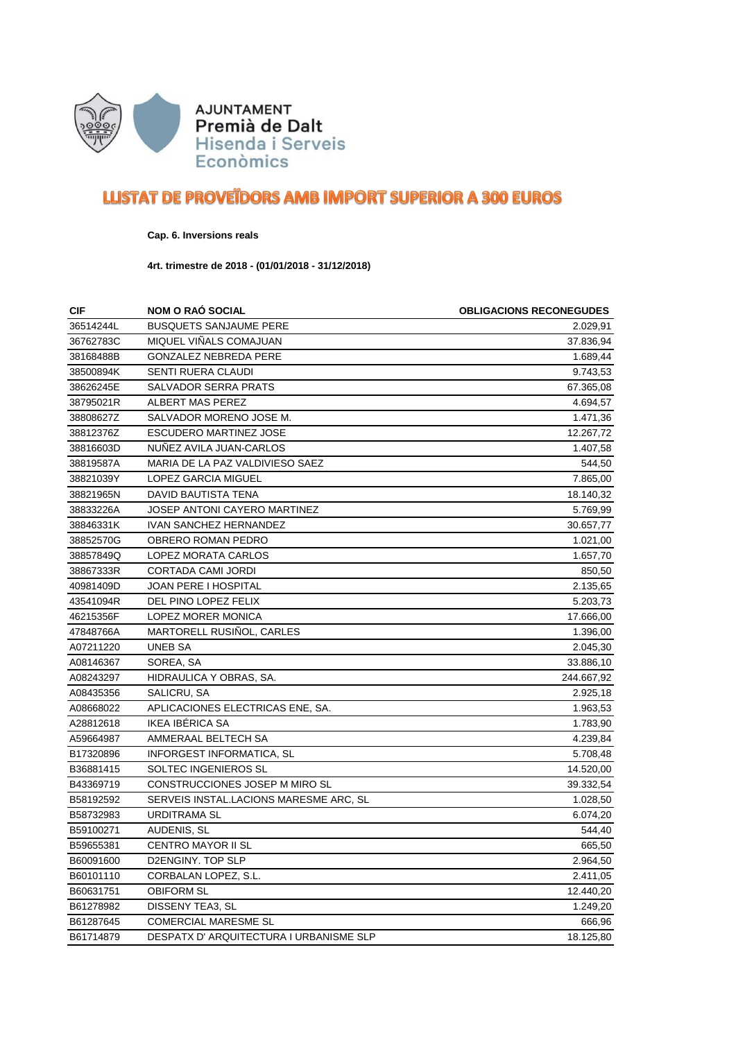AJUNTAMENT
Premià de Dalt
Hisenda i Serveis
Econòmics

# LLISTAT DE PROVEÏDORS AMB IMPORT SUPERIOR A 300 EUROS

**Cap. 6. Inversions reals**

**4rt. trimestre de 2018 - (01/01/2018 - 31/12/2018)**

| CIF | NOM O RAÓ SOCIAL | OBLIGACIONS RECONEGUDES |
|---|---|---|
| 36514244L | BUSQUETS SANJAUME PERE | 2.029,91 |
| 36762783C | MIQUEL VIÑALS COMAJUAN | 37.836,94 |
| 38168488B | GONZALEZ NEBREDA PERE | 1.689,44 |
| 38500894K | SENTI RUERA CLAUDI | 9.743,53 |
| 38626245E | SALVADOR SERRA PRATS | 67.365,08 |
| 38795021R | ALBERT MAS PEREZ | 4.694,57 |
| 38808627Z | SALVADOR MORENO JOSE M. | 1.471,36 |
| 38812376Z | ESCUDERO MARTINEZ JOSE | 12.267,72 |
| 38816603D | NUÑEZ AVILA JUAN-CARLOS | 1.407,58 |
| 38819587A | MARIA DE LA PAZ VALDIVIESO SAEZ | 544,50 |
| 38821039Y | LOPEZ GARCIA MIGUEL | 7.865,00 |
| 38821965N | DAVID BAUTISTA TENA | 18.140,32 |
| 38833226A | JOSEP ANTONI CAYERO MARTINEZ | 5.769,99 |
| 38846331K | IVAN SANCHEZ HERNANDEZ | 30.657,77 |
| 38852570G | OBRERO ROMAN PEDRO | 1.021,00 |
| 38857849Q | LOPEZ MORATA CARLOS | 1.657,70 |
| 38867333R | CORTADA CAMI JORDI | 850,50 |
| 40981409D | JOAN PERE I HOSPITAL | 2.135,65 |
| 43541094R | DEL PINO LOPEZ FELIX | 5.203,73 |
| 46215356F | LOPEZ MORER MONICA | 17.666,00 |
| 47848766A | MARTORELL RUSIÑOL, CARLES | 1.396,00 |
| A07211220 | UNEB SA | 2.045,30 |
| A08146367 | SOREA, SA | 33.886,10 |
| A08243297 | HIDRAULICA Y OBRAS, SA. | 244.667,92 |
| A08435356 | SALICRU, SA | 2.925,18 |
| A08668022 | APLICACIONES ELECTRICAS ENE, SA. | 1.963,53 |
| A28812618 | IKEA IBÉRICA SA | 1.783,90 |
| A59664987 | AMMERAAL BELTECH SA | 4.239,84 |
| B17320896 | INFORGEST INFORMATICA, SL | 5.708,48 |
| B36881415 | SOLTEC INGENIEROS SL | 14.520,00 |
| B43369719 | CONSTRUCCIONES JOSEP M MIRO SL | 39.332,54 |
| B58192592 | SERVEIS INSTAL.LACIONS MARESME ARC, SL | 1.028,50 |
| B58732983 | URDITRAMA SL | 6.074,20 |
| B59100271 | AUDENIS, SL | 544,40 |
| B59655381 | CENTRO MAYOR II SL | 665,50 |
| B60091600 | D2ENGINY. TOP SLP | 2.964,50 |
| B60101110 | CORBALAN LOPEZ, S.L. | 2.411,05 |
| B60631751 | OBIFORM SL | 12.440,20 |
| B61278982 | DISSENY TEA3, SL | 1.249,20 |
| B61287645 | COMERCIAL MARESME SL | 666,96 |
| B61714879 | DESPATX D' ARQUITECTURA I URBANISME SLP | 18.125,80 |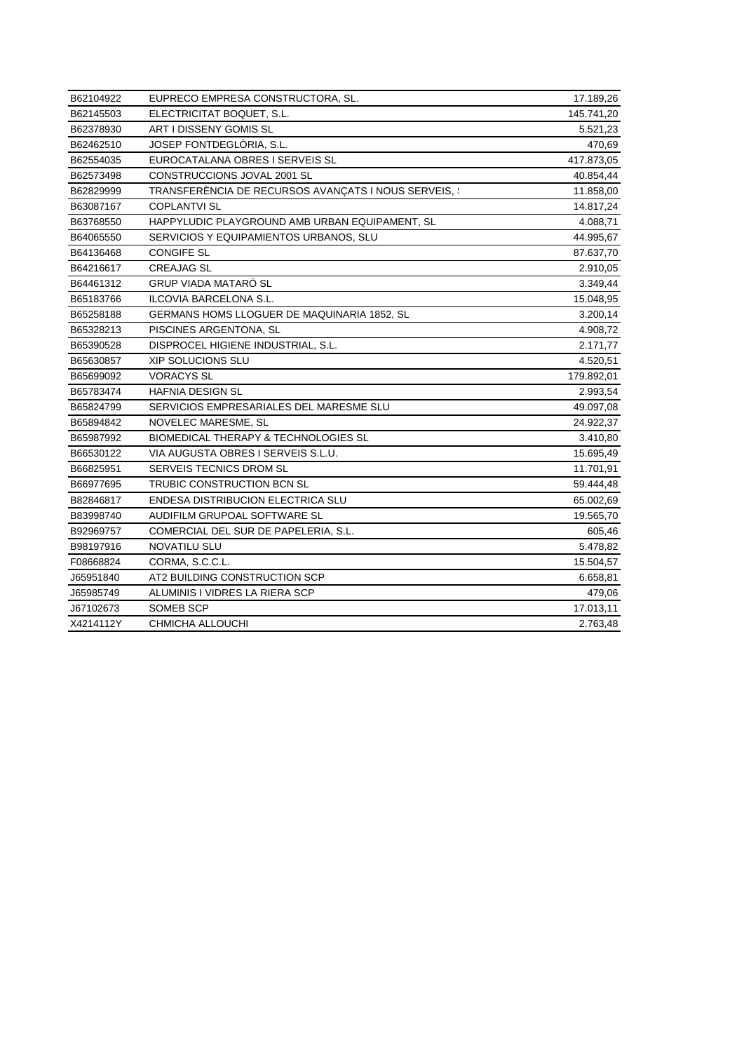| | | |
|---|---|---|
| B62104922 | EUPRECO EMPRESA CONSTRUCTORA, SL. | 17.189,26 |
| B62145503 | ELECTRICITAT BOQUET, S.L. | 145.741,20 |
| B62378930 | ART I DISSENY GOMIS SL | 5.521,23 |
| B62462510 | JOSEP FONTDEGLÒRIA, S.L. | 470,69 |
| B62554035 | EUROCATALANA OBRES I SERVEIS SL | 417.873,05 |
| B62573498 | CONSTRUCCIONS JOVAL 2001 SL | 40.854,44 |
| B62829999 | TRANSFERÈNCIA DE RECURSOS AVANÇATS I NOUS SERVEIS, ! | 11.858,00 |
| B63087167 | COPLANTVI SL | 14.817,24 |
| B63768550 | HAPPYLUDIC PLAYGROUND AMB URBAN EQUIPAMENT, SL | 4.088,71 |
| B64065550 | SERVICIOS Y EQUIPAMIENTOS URBANOS, SLU | 44.995,67 |
| B64136468 | CONGIFE SL | 87.637,70 |
| B64216617 | CREAJAG SL | 2.910,05 |
| B64461312 | GRUP VIADA MATARÓ SL | 3.349,44 |
| B65183766 | ILCOVIA BARCELONA S.L. | 15.048,95 |
| B65258188 | GERMANS HOMS LLOGUER DE MAQUINARIA 1852, SL | 3.200,14 |
| B65328213 | PISCINES ARGENTONA, SL | 4.908,72 |
| B65390528 | DISPROCEL HIGIENE INDUSTRIAL, S.L. | 2.171,77 |
| B65630857 | XIP SOLUCIONS SLU | 4.520,51 |
| B65699092 | VORACYS SL | 179.892,01 |
| B65783474 | HAFNIA DESIGN SL | 2.993,54 |
| B65824799 | SERVICIOS EMPRESARIALES DEL MARESME SLU | 49.097,08 |
| B65894842 | NOVELEC MARESME, SL | 24.922,37 |
| B65987992 | BIOMEDICAL THERAPY & TECHNOLOGIES SL | 3.410,80 |
| B66530122 | VIA AUGUSTA OBRES I SERVEIS S.L.U. | 15.695,49 |
| B66825951 | SERVEIS TECNICS DROM SL | 11.701,91 |
| B66977695 | TRUBIC CONSTRUCTION BCN SL | 59.444,48 |
| B82846817 | ENDESA DISTRIBUCION ELECTRICA SLU | 65.002,69 |
| B83998740 | AUDIFILM GRUPOAL SOFTWARE SL | 19.565,70 |
| B92969757 | COMERCIAL DEL SUR DE PAPELERIA, S.L. | 605,46 |
| B98197916 | NOVATILU SLU | 5.478,82 |
| F08668824 | CORMA, S.C.C.L. | 15.504,57 |
| J65951840 | AT2 BUILDING CONSTRUCTION SCP | 6.658,81 |
| J65985749 | ALUMINIS I VIDRES LA RIERA SCP | 479,06 |
| J67102673 | SOMEB SCP | 17.013,11 |
| X4214112Y | CHMICHA ALLOUCHI | 2.763,48 |